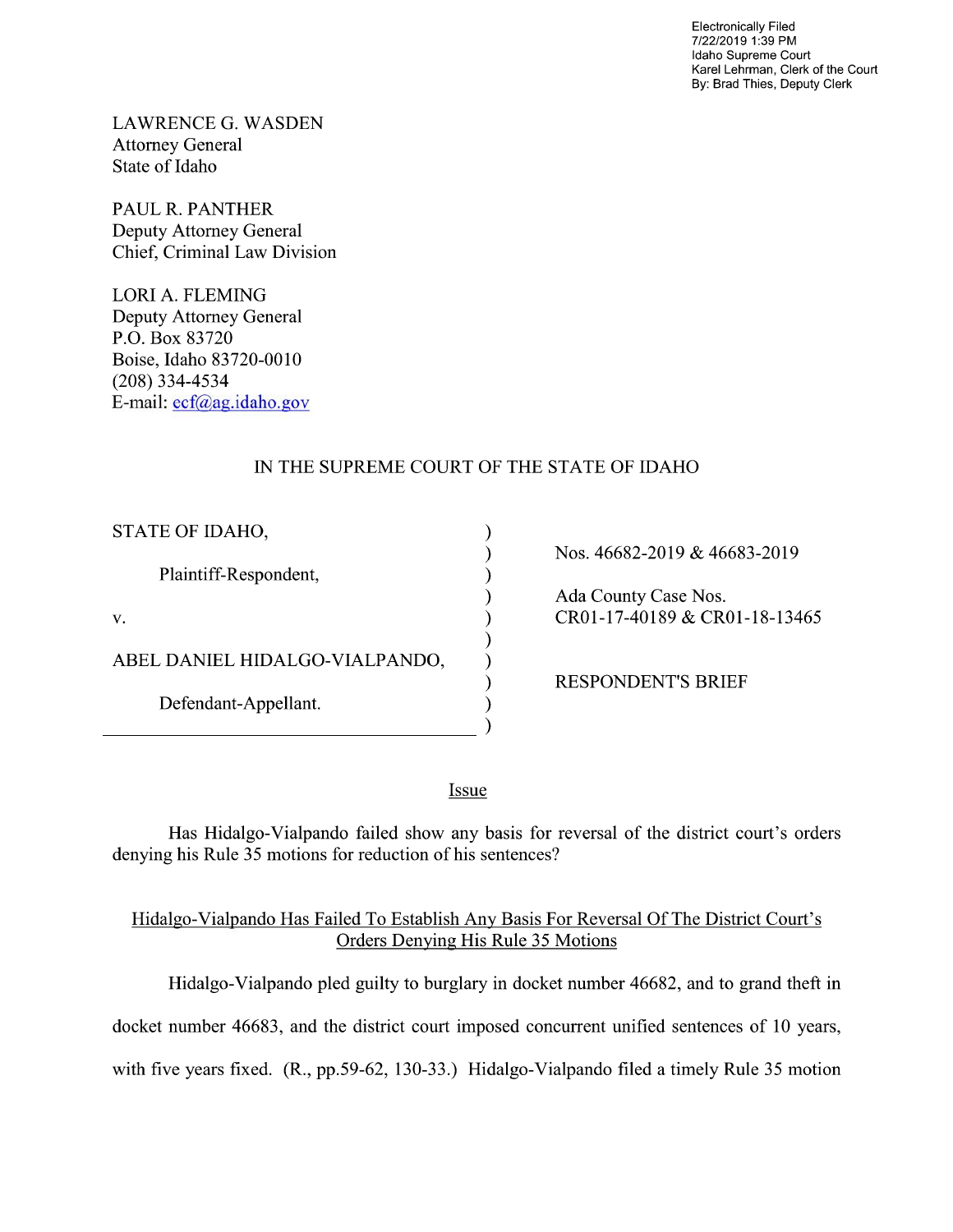Electronically Filed
7/22/2019 1:39 PM
Idaho Supreme Court
Karel Lehrman, Clerk of the Court
By: Brad Thies, Deputy Clerk

LAWRENCE G. WASDEN
Attorney General
State of Idaho

PAUL R. PANTHER
Deputy Attorney General
Chief, Criminal Law Division

LORI A. FLEMING
Deputy Attorney General
P.O. Box 83720
Boise, Idaho 83720-0010
(208) 334-4534
E-mail: ecf@ag.idaho.gov

IN THE SUPREME COURT OF THE STATE OF IDAHO

| | | |
|---|---|---|
| STATE OF IDAHO, | ) | Nos. 46682-2019 & 46683-2019 |
| Plaintiff-Respondent, | ) | |
| | ) | Ada County Case Nos. CR01-17-40189 & CR01-18-13465 |
| v. | ) | |
| | ) | |
| ABEL DANIEL HIDALGO-VIALPANDO, | ) | RESPONDENT'S BRIEF |
| Defendant-Appellant. | ) | |

## Issue

Has Hidalgo-Vialpando failed show any basis for reversal of the district court's orders denying his Rule 35 motions for reduction of his sentences?

## Hidalgo-Vialpando Has Failed To Establish Any Basis For Reversal Of The District Court's Orders Denying His Rule 35 Motions

Hidalgo-Vialpando pled guilty to burglary in docket number 46682, and to grand theft in docket number 46683, and the district court imposed concurrent unified sentences of 10 years, with five years fixed. (R., pp.59-62, 130-33.) Hidalgo-Vialpando filed a timely Rule 35 motion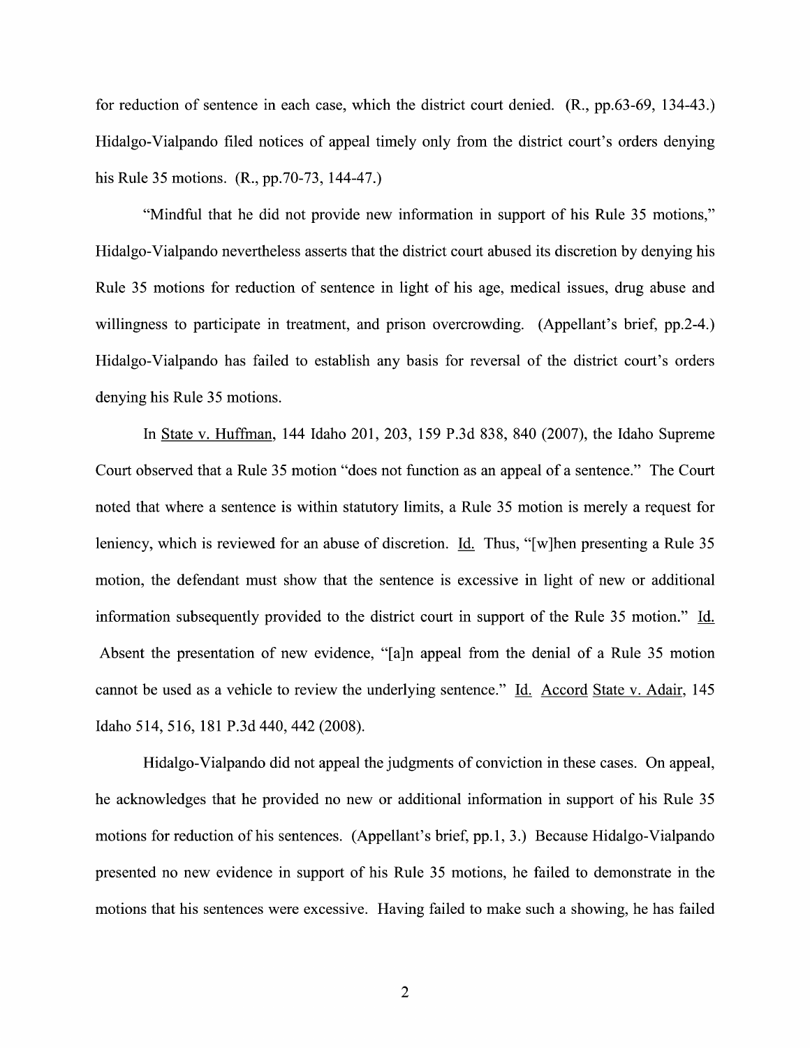for reduction of sentence in each case, which the district court denied. (R., pp.63-69, 134-43.) Hidalgo-Vialpando filed notices of appeal timely only from the district court's orders denying his Rule 35 motions. (R., pp.70-73, 144-47.)

"Mindful that he did not provide new information in support of his Rule 35 motions," Hidalgo-Vialpando nevertheless asserts that the district court abused its discretion by denying his Rule 35 motions for reduction of sentence in light of his age, medical issues, drug abuse and willingness to participate in treatment, and prison overcrowding. (Appellant's brief, pp.2-4.) Hidalgo-Vialpando has failed to establish any basis for reversal of the district court's orders denying his Rule 35 motions.

In State v. Huffman, 144 Idaho 201, 203, 159 P.3d 838, 840 (2007), the Idaho Supreme Court observed that a Rule 35 motion "does not function as an appeal of a sentence." The Court noted that where a sentence is within statutory limits, a Rule 35 motion is merely a request for leniency, which is reviewed for an abuse of discretion. Id. Thus, "[w]hen presenting a Rule 35 motion, the defendant must show that the sentence is excessive in light of new or additional information subsequently provided to the district court in support of the Rule 35 motion." Id. Absent the presentation of new evidence, "[a]n appeal from the denial of a Rule 35 motion cannot be used as a vehicle to review the underlying sentence." Id. Accord State v. Adair, 145 Idaho 514, 516, 181 P.3d 440, 442 (2008).

Hidalgo-Vialpando did not appeal the judgments of conviction in these cases. On appeal, he acknowledges that he provided no new or additional information in support of his Rule 35 motions for reduction of his sentences. (Appellant's brief, pp.1, 3.) Because Hidalgo-Vialpando presented no new evidence in support of his Rule 35 motions, he failed to demonstrate in the motions that his sentences were excessive. Having failed to make such a showing, he has failed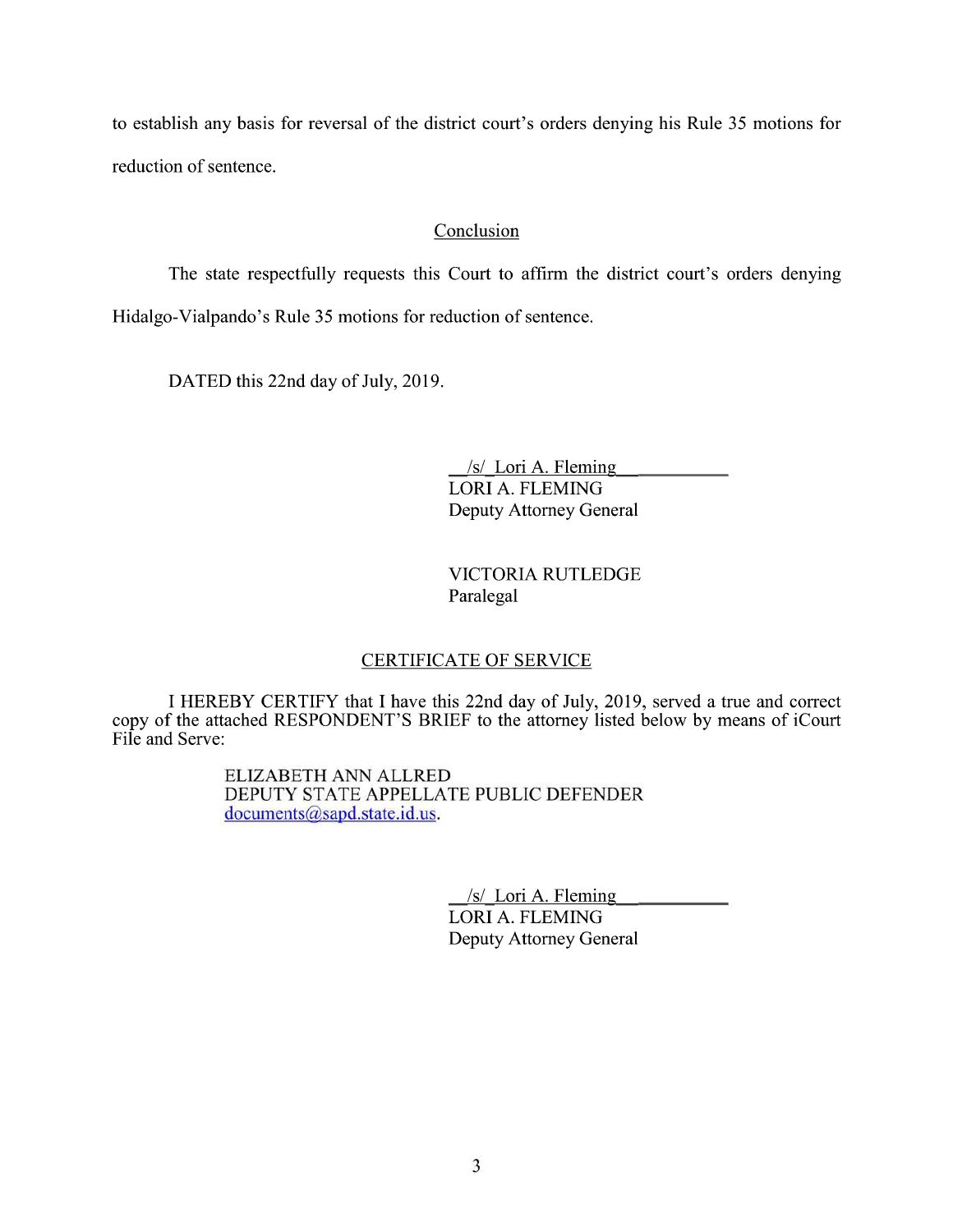to establish any basis for reversal of the district court's orders denying his Rule 35 motions for reduction of sentence.

## Conclusion

The state respectfully requests this Court to affirm the district court's orders denying Hidalgo-Vialpando's Rule 35 motions for reduction of sentence.

DATED this 22nd day of July, 2019.

/s/ Lori A. Fleming
LORI A. FLEMING
Deputy Attorney General

VICTORIA RUTLEDGE
Paralegal

## CERTIFICATE OF SERVICE

I HEREBY CERTIFY that I have this 22nd day of July, 2019, served a true and correct copy of the attached RESPONDENT'S BRIEF to the attorney listed below by means of iCourt File and Serve:

ELIZABETH ANN ALLRED
DEPUTY STATE APPELLATE PUBLIC DEFENDER
documents@sapd.state.id.us.

/s/ Lori A. Fleming
LORI A. FLEMING
Deputy Attorney General